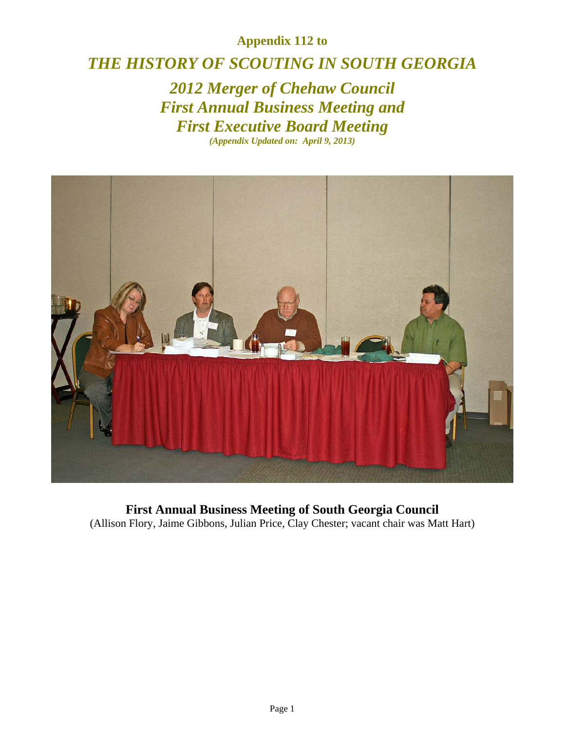**Appendix 112 to**

# *THE HISTORY OF SCOUTING IN SOUTH GEORGIA*

## *2012 Merger of Chehaw Council First Annual Business Meeting and First Executive Board Meeting*

***(Appendix Updated on: April 9, 2013)***

**First Annual Business Meeting of South Georgia Council**

(Allison Flory, Jaime Gibbons, Julian Price, Clay Chester; vacant chair was Matt Hart)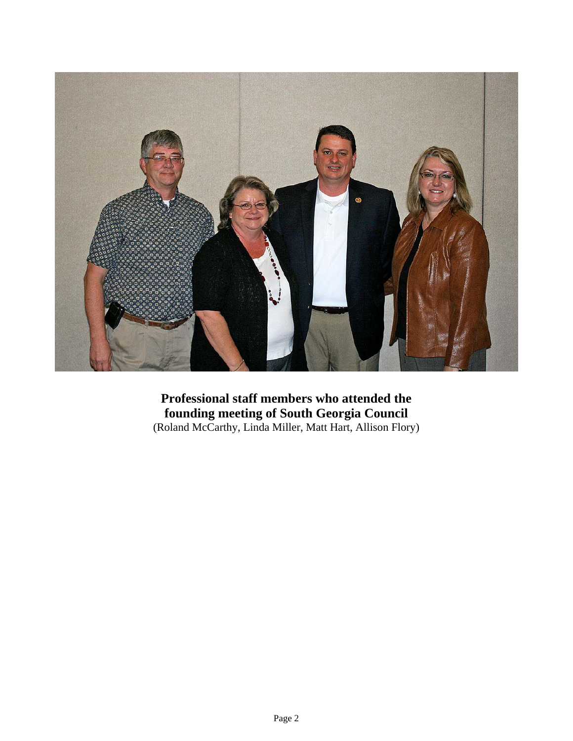**Professional staff members who attended the founding meeting of South Georgia Council**
(Roland McCarthy, Linda Miller, Matt Hart, Allison Flory)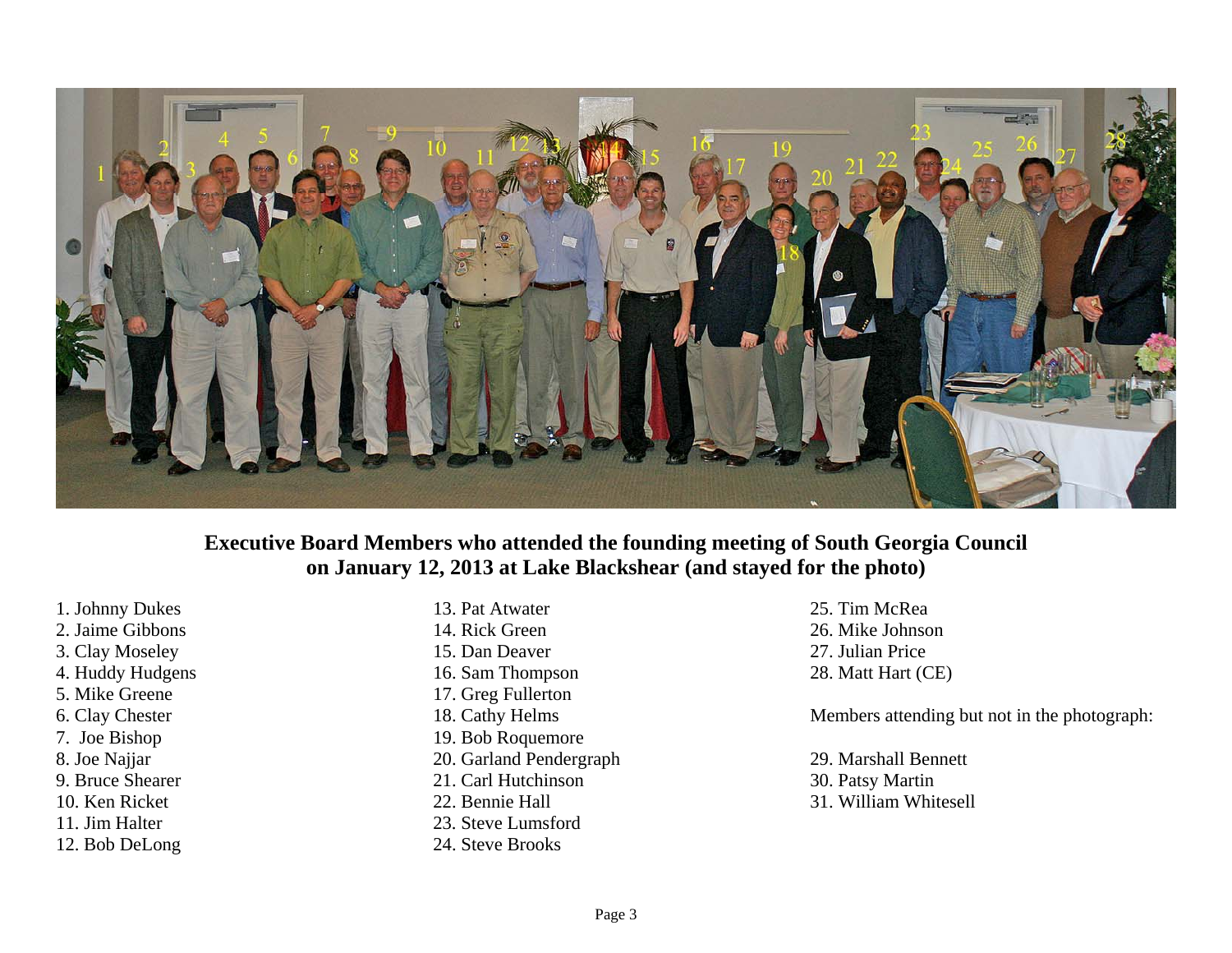**Executive Board Members who attended the founding meeting of South Georgia Council on January 12, 2013 at Lake Blackshear (and stayed for the photo)**

1. Johnny Dukes
2. Jaime Gibbons
3. Clay Moseley
4. Huddy Hudgens
5. Mike Greene
6. Clay Chester
7. Joe Bishop
8. Joe Najjar
9. Bruce Shearer
10. Ken Ricket
11. Jim Halter
12. Bob DeLong
13. Pat Atwater
14. Rick Green
15. Dan Deaver
16. Sam Thompson
17. Greg Fullerton
18. Cathy Helms
19. Bob Roquemore
20. Garland Pendergraph
21. Carl Hutchinson
22. Bennie Hall
23. Steve Lumsford
24. Steve Brooks
25. Tim McRea
26. Mike Johnson
27. Julian Price
28. Matt Hart (CE)

Members attending but not in the photograph:

29. Marshall Bennett
30. Patsy Martin
31. William Whitesell